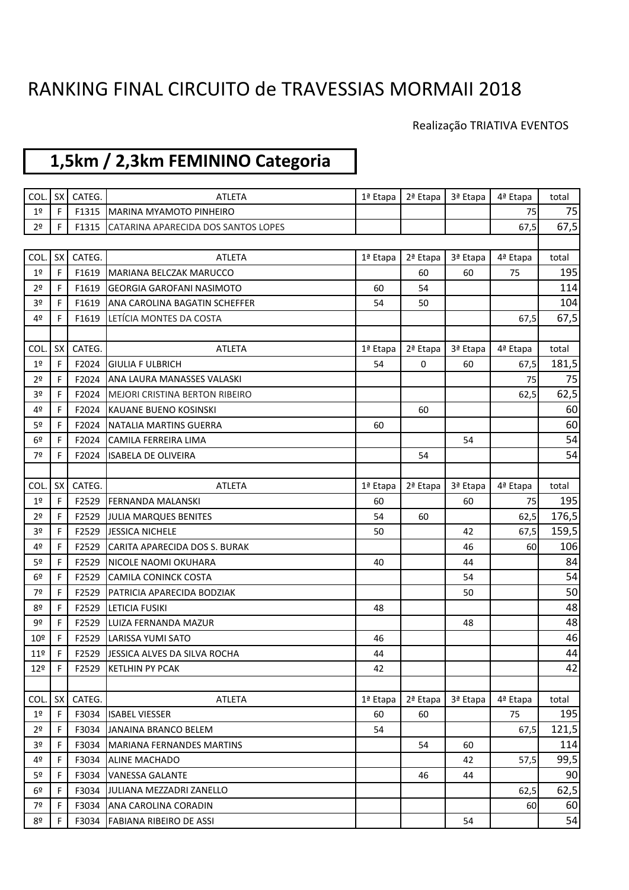# RANKING FINAL CIRCUITO de TRAVESSIAS MORMAII 2018

Realização TRIATIVA EVENTOS

## 1,5km / 2,3km FEMININO Categoria

| COL. | SX | CATEG. | ATLETA | 1ª Etapa | 2ª Etapa | 3ª Etapa | 4ª Etapa | total |
|---|---|---|---|---|---|---|---|---|
| 1º | F | F1315 | MARINA MYAMOTO PINHEIRO | | | | 75 | 75 |
| 2º | F | F1315 | CATARINA APARECIDA DOS SANTOS LOPES | | | | 67,5 | 67,5 |
| | | | | | | | | |
| COL. | SX | CATEG. | ATLETA | 1ª Etapa | 2ª Etapa | 3ª Etapa | 4ª Etapa | total |
| 1º | F | F1619 | MARIANA BELCZAK MARUCCO | | 60 | 60 | 75 | 195 |
| 2º | F | F1619 | GEORGIA GAROFANI NASIMOTO | 60 | 54 | | | 114 |
| 3º | F | F1619 | ANA CAROLINA BAGATIN SCHEFFER | 54 | 50 | | | 104 |
| 4º | F | F1619 | LETÍCIA MONTES DA COSTA | | | | 67,5 | 67,5 |
| | | | | | | | | |
| COL. | SX | CATEG. | ATLETA | 1ª Etapa | 2ª Etapa | 3ª Etapa | 4ª Etapa | total |
| 1º | F | F2024 | GIULIA F ULBRICH | 54 | 0 | 60 | 67,5 | 181,5 |
| 2º | F | F2024 | ANA LAURA MANASSES VALASKI | | | | 75 | 75 |
| 3º | F | F2024 | MEJORI CRISTINA BERTON RIBEIRO | | | | 62,5 | 62,5 |
| 4º | F | F2024 | KAUANE BUENO KOSINSKI | | 60 | | | 60 |
| 5º | F | F2024 | NATALIA MARTINS GUERRA | 60 | | | | 60 |
| 6º | F | F2024 | CAMILA FERREIRA LIMA | | | 54 | | 54 |
| 7º | F | F2024 | ISABELA DE OLIVEIRA | | 54 | | | 54 |
| | | | | | | | | |
| COL. | SX | CATEG. | ATLETA | 1ª Etapa | 2ª Etapa | 3ª Etapa | 4ª Etapa | total |
| 1º | F | F2529 | FERNANDA MALANSKI | 60 | | 60 | 75 | 195 |
| 2º | F | F2529 | JULIA MARQUES BENITES | 54 | 60 | | 62,5 | 176,5 |
| 3º | F | F2529 | JESSICA NICHELE | 50 | | 42 | 67,5 | 159,5 |
| 4º | F | F2529 | CARITA APARECIDA DOS S. BURAK | | | 46 | 60 | 106 |
| 5º | F | F2529 | NICOLE NAOMI OKUHARA | 40 | | 44 | | 84 |
| 6º | F | F2529 | CAMILA CONINCK COSTA | | | 54 | | 54 |
| 7º | F | F2529 | PATRICIA APARECIDA BODZIAK | | | 50 | | 50 |
| 8º | F | F2529 | LETICIA FUSIKI | 48 | | | | 48 |
| 9º | F | F2529 | LUIZA FERNANDA MAZUR | | | 48 | | 48 |
| 10º | F | F2529 | LARISSA YUMI SATO | 46 | | | | 46 |
| 11º | F | F2529 | JESSICA ALVES DA SILVA ROCHA | 44 | | | | 44 |
| 12º | F | F2529 | KETLHIN PY PCAK | 42 | | | | 42 |
| | | | | | | | | |
| COL. | SX | CATEG. | ATLETA | 1ª Etapa | 2ª Etapa | 3ª Etapa | 4ª Etapa | total |
| 1º | F | F3034 | ISABEL VIESSER | 60 | 60 | | 75 | 195 |
| 2º | F | F3034 | JANAINA BRANCO BELEM | 54 | | | 67,5 | 121,5 |
| 3º | F | F3034 | MARIANA FERNANDES MARTINS | | 54 | 60 | | 114 |
| 4º | F | F3034 | ALINE MACHADO | | | 42 | 57,5 | 99,5 |
| 5º | F | F3034 | VANESSA GALANTE | | 46 | 44 | | 90 |
| 6º | F | F3034 | JULIANA MEZZADRI ZANELLO | | | | 62,5 | 62,5 |
| 7º | F | F3034 | ANA CAROLINA CORADIN | | | | 60 | 60 |
| 8º | F | F3034 | FABIANA RIBEIRO DE ASSI | | | 54 | | 54 |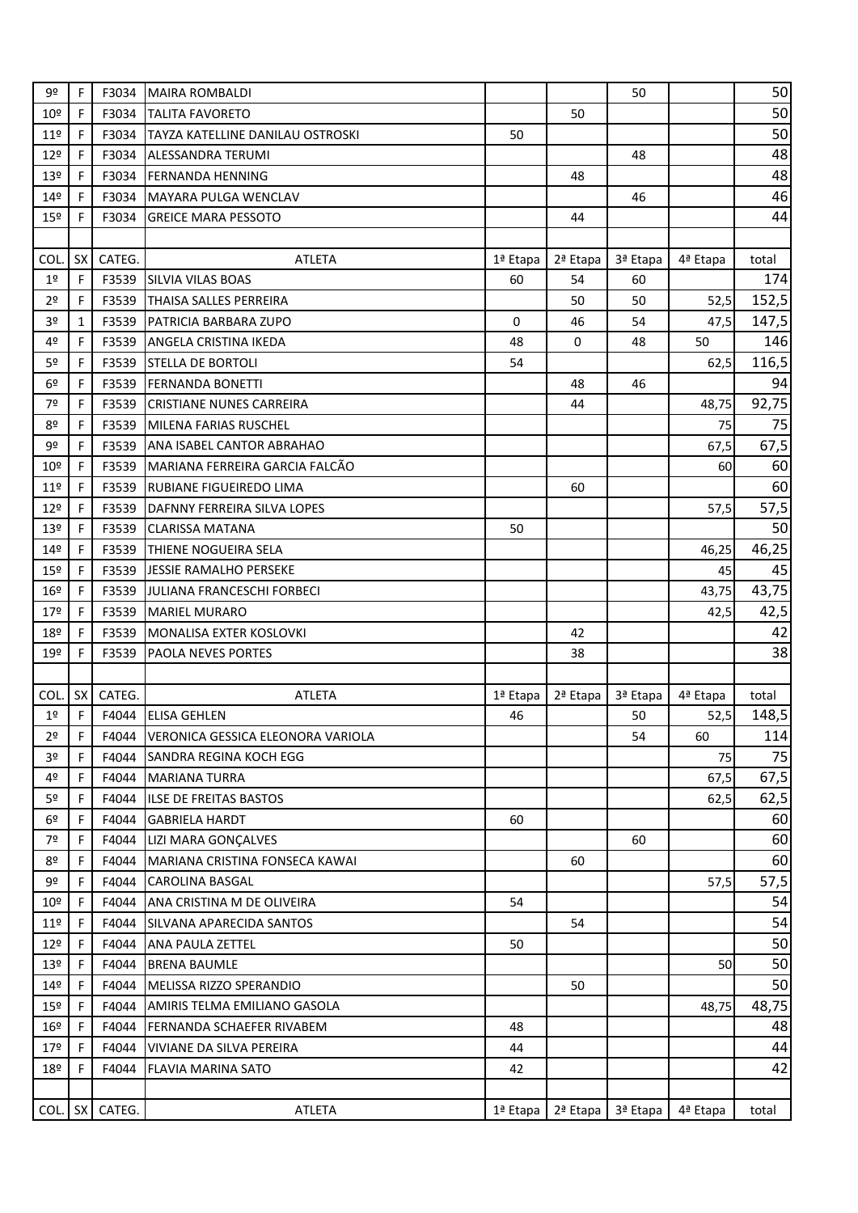| 9º | F | F3034 | MAIRA ROMBALDI | | | 50 | | 50 |
|---|---|---|---|---|---|---|---|---|
| 10º | F | F3034 | TALITA FAVORETO | | 50 | | | 50 |
| 11º | F | F3034 | TAYZA KATELLINE DANILAU OSTROSKI | 50 | | | | 50 |
| 12º | F | F3034 | ALESSANDRA TERUMI | | | 48 | | 48 |
| 13º | F | F3034 | FERNANDA HENNING | | 48 | | | 48 |
| 14º | F | F3034 | MAYARA PULGA WENCLAV | | | 46 | | 46 |
| 15º | F | F3034 | GREICE MARA PESSOTO | | 44 | | | 44 |

| COL. | SX | CATEG. | ATLETA | 1ª Etapa | 2ª Etapa | 3ª Etapa | 4ª Etapa | total |
|---|---|---|---|---|---|---|---|---|
| 1º | F | F3539 | SILVIA VILAS BOAS | 60 | 54 | 60 | | 174 |
| 2º | F | F3539 | THAISA SALLES PERREIRA | | 50 | 50 | 52,5 | 152,5 |
| 3º | 1 | F3539 | PATRICIA BARBARA ZUPO | 0 | 46 | 54 | 47,5 | 147,5 |
| 4º | F | F3539 | ANGELA CRISTINA IKEDA | 48 | 0 | 48 | 50 | 146 |
| 5º | F | F3539 | STELLA DE BORTOLI | 54 | | | 62,5 | 116,5 |
| 6º | F | F3539 | FERNANDA BONETTI | | 48 | 46 | | 94 |
| 7º | F | F3539 | CRISTIANE NUNES CARREIRA | | 44 | | 48,75 | 92,75 |
| 8º | F | F3539 | MILENA FARIAS RUSCHEL | | | | 75 | 75 |
| 9º | F | F3539 | ANA ISABEL CANTOR ABRAHAO | | | | 67,5 | 67,5 |
| 10º | F | F3539 | MARIANA FERREIRA GARCIA FALCÃO | | | | 60 | 60 |
| 11º | F | F3539 | RUBIANE FIGUEIREDO LIMA | | 60 | | | 60 |
| 12º | F | F3539 | DAFNNY FERREIRA SILVA LOPES | | | | 57,5 | 57,5 |
| 13º | F | F3539 | CLARISSA MATANA | 50 | | | | 50 |
| 14º | F | F3539 | THIENE NOGUEIRA SELA | | | | 46,25 | 46,25 |
| 15º | F | F3539 | JESSIE RAMALHO PERSEKE | | | | 45 | 45 |
| 16º | F | F3539 | JULIANA FRANCESCHI FORBECI | | | | 43,75 | 43,75 |
| 17º | F | F3539 | MARIEL MURARO | | | | 42,5 | 42,5 |
| 18º | F | F3539 | MONALISA EXTER KOSLOVKI | | 42 | | | 42 |
| 19º | F | F3539 | PAOLA NEVES PORTES | | 38 | | | 38 |

| COL. | SX | CATEG. | ATLETA | 1ª Etapa | 2ª Etapa | 3ª Etapa | 4ª Etapa | total |
|---|---|---|---|---|---|---|---|---|
| 1º | F | F4044 | ELISA GEHLEN | 46 | | 50 | 52,5 | 148,5 |
| 2º | F | F4044 | VERONICA GESSICA ELEONORA VARIOLA | | | 54 | 60 | 114 |
| 3º | F | F4044 | SANDRA REGINA KOCH EGG | | | | 75 | 75 |
| 4º | F | F4044 | MARIANA TURRA | | | | 67,5 | 67,5 |
| 5º | F | F4044 | ILSE DE FREITAS BASTOS | | | | 62,5 | 62,5 |
| 6º | F | F4044 | GABRIELA HARDT | 60 | | | | 60 |
| 7º | F | F4044 | LIZI MARA GONÇALVES | | | 60 | | 60 |
| 8º | F | F4044 | MARIANA CRISTINA FONSECA KAWAI | | 60 | | | 60 |
| 9º | F | F4044 | CAROLINA BASGAL | | | | 57,5 | 57,5 |
| 10º | F | F4044 | ANA CRISTINA M DE OLIVEIRA | 54 | | | | 54 |
| 11º | F | F4044 | SILVANA APARECIDA SANTOS | | 54 | | | 54 |
| 12º | F | F4044 | ANA PAULA ZETTEL | 50 | | | | 50 |
| 13º | F | F4044 | BRENA BAUMLE | | | | 50 | 50 |
| 14º | F | F4044 | MELISSA RIZZO SPERANDIO | | 50 | | | 50 |
| 15º | F | F4044 | AMIRIS TELMA EMILIANO GASOLA | | | | 48,75 | 48,75 |
| 16º | F | F4044 | FERNANDA SCHAEFER RIVABEM | 48 | | | | 48 |
| 17º | F | F4044 | VIVIANE DA SILVA PEREIRA | 44 | | | | 44 |
| 18º | F | F4044 | FLAVIA MARINA SATO | 42 | | | | 42 |

| COL. | SX | CATEG. | ATLETA | 1ª Etapa | 2ª Etapa | 3ª Etapa | 4ª Etapa | total |
|---|---|---|---|---|---|---|---|---|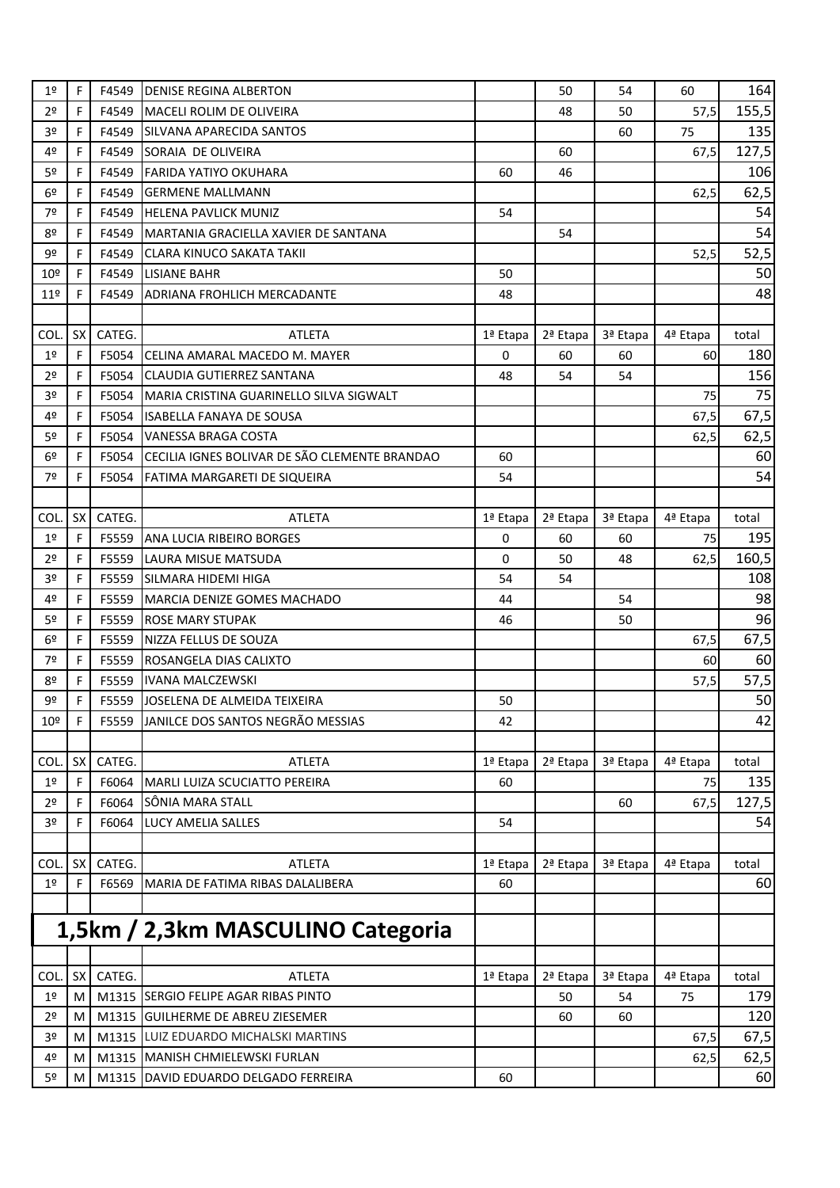| COL. | SX | CATEG. | ATLETA | 1ª Etapa | 2ª Etapa | 3ª Etapa | 4ª Etapa | total |
|---|---|---|---|---|---|---|---|---|
| 1º | F | F4549 | DENISE REGINA ALBERTON | | 50 | 54 | 60 | 164 |
| 2º | F | F4549 | MACELI ROLIM DE OLIVEIRA | | 48 | 50 | 57,5 | 155,5 |
| 3º | F | F4549 | SILVANA APARECIDA SANTOS | | | 60 | 75 | 135 |
| 4º | F | F4549 | SORAIA DE OLIVEIRA | | 60 | | 67,5 | 127,5 |
| 5º | F | F4549 | FARIDA YATIYO OKUHARA | 60 | 46 | | | 106 |
| 6º | F | F4549 | GERMENE MALLMANN | | | | 62,5 | 62,5 |
| 7º | F | F4549 | HELENA PAVLICK MUNIZ | 54 | | | | 54 |
| 8º | F | F4549 | MARTANIA GRACIELLA XAVIER DE SANTANA | | 54 | | | 54 |
| 9º | F | F4549 | CLARA KINUCO SAKATA TAKII | | | | 52,5 | 52,5 |
| 10º | F | F4549 | LISIANE BAHR | 50 | | | | 50 |
| 11º | F | F4549 | ADRIANA FROHLICH MERCADANTE | 48 | | | | 48 |

| COL. | SX | CATEG. | ATLETA | 1ª Etapa | 2ª Etapa | 3ª Etapa | 4ª Etapa | total |
|---|---|---|---|---|---|---|---|---|
| 1º | F | F5054 | CELINA AMARAL MACEDO M. MAYER | 0 | 60 | 60 | 60 | 180 |
| 2º | F | F5054 | CLAUDIA GUTIERREZ SANTANA | 48 | 54 | 54 | | 156 |
| 3º | F | F5054 | MARIA CRISTINA GUARINELLO SILVA SIGWALT | | | | 75 | 75 |
| 4º | F | F5054 | ISABELLA FANAYA DE SOUSA | | | | 67,5 | 67,5 |
| 5º | F | F5054 | VANESSA BRAGA COSTA | | | | 62,5 | 62,5 |
| 6º | F | F5054 | CECILIA IGNES BOLIVAR DE SÃO CLEMENTE BRANDAO | 60 | | | | 60 |
| 7º | F | F5054 | FATIMA MARGARETI DE SIQUEIRA | 54 | | | | 54 |

| COL. | SX | CATEG. | ATLETA | 1ª Etapa | 2ª Etapa | 3ª Etapa | 4ª Etapa | total |
|---|---|---|---|---|---|---|---|---|
| 1º | F | F5559 | ANA LUCIA RIBEIRO BORGES | 0 | 60 | 60 | 75 | 195 |
| 2º | F | F5559 | LAURA MISUE MATSUDA | 0 | 50 | 48 | 62,5 | 160,5 |
| 3º | F | F5559 | SILMARA HIDEMI HIGA | 54 | 54 | | | 108 |
| 4º | F | F5559 | MARCIA DENIZE GOMES MACHADO | 44 | | 54 | | 98 |
| 5º | F | F5559 | ROSE MARY STUPAK | 46 | | 50 | | 96 |
| 6º | F | F5559 | NIZZA FELLUS DE SOUZA | | | | 67,5 | 67,5 |
| 7º | F | F5559 | ROSANGELA DIAS CALIXTO | | | | 60 | 60 |
| 8º | F | F5559 | IVANA MALCZEWSKI | | | | 57,5 | 57,5 |
| 9º | F | F5559 | JOSELENA DE ALMEIDA TEIXEIRA | 50 | | | | 50 |
| 10º | F | F5559 | JANILCE DOS SANTOS NEGRÃO MESSIAS | 42 | | | | 42 |

| COL. | SX | CATEG. | ATLETA | 1ª Etapa | 2ª Etapa | 3ª Etapa | 4ª Etapa | total |
|---|---|---|---|---|---|---|---|---|
| 1º | F | F6064 | MARLI LUIZA SCUCIATTO PEREIRA | 60 | | | 75 | 135 |
| 2º | F | F6064 | SÔNIA MARA STALL | | | 60 | 67,5 | 127,5 |
| 3º | F | F6064 | LUCY AMELIA SALLES | 54 | | | | 54 |

| COL. | SX | CATEG. | ATLETA | 1ª Etapa | 2ª Etapa | 3ª Etapa | 4ª Etapa | total |
|---|---|---|---|---|---|---|---|---|
| 1º | F | F6569 | MARIA DE FATIMA RIBAS DALALIBERA | 60 | | | | 60 |

# 1,5km / 2,3km MASCULINO Categoria

| COL. | SX | CATEG. | ATLETA | 1ª Etapa | 2ª Etapa | 3ª Etapa | 4ª Etapa | total |
|---|---|---|---|---|---|---|---|---|
| 1º | M | M1315 | SERGIO FELIPE AGAR RIBAS PINTO | | 50 | 54 | 75 | 179 |
| 2º | M | M1315 | GUILHERME DE ABREU ZIESEMER | | 60 | 60 | | 120 |
| 3º | M | M1315 | LUIZ EDUARDO MICHALSKI MARTINS | | | | 67,5 | 67,5 |
| 4º | M | M1315 | MANISH CHMIELEWSKI FURLAN | | | | 62,5 | 62,5 |
| 5º | M | M1315 | DAVID EDUARDO DELGADO FERREIRA | 60 | | | | 60 |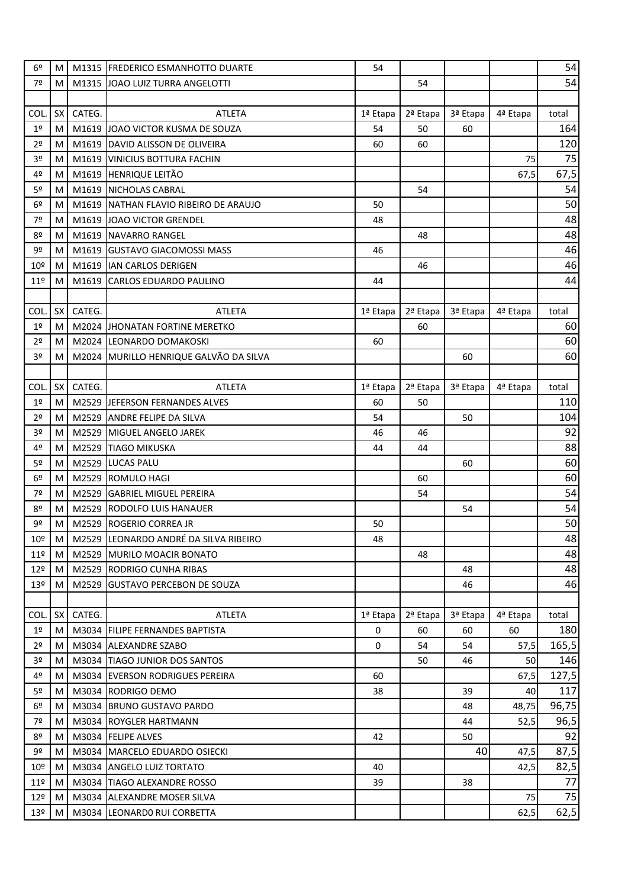| | | | | | | | | |
|---|---|---|---|---|---|---|---|---|
| 6º | M | M1315 | FREDERICO ESMANHOTTO DUARTE | 54 | | | | 54 |
| 7º | M | M1315 | JOAO LUIZ TURRA ANGELOTTI | | 54 | | | 54 |

| COL. | SX | CATEG. | ATLETA | 1ª Etapa | 2ª Etapa | 3ª Etapa | 4ª Etapa | total |
|---|---|---|---|---|---|---|---|---|
| 1º | M | M1619 | JOAO VICTOR KUSMA DE SOUZA | 54 | 50 | 60 | | 164 |
| 2º | M | M1619 | DAVID ALISSON DE OLIVEIRA | 60 | 60 | | | 120 |
| 3º | M | M1619 | VINICIUS BOTTURA FACHIN | | | | 75 | 75 |
| 4º | M | M1619 | HENRIQUE LEITÃO | | | | 67,5 | 67,5 |
| 5º | M | M1619 | NICHOLAS CABRAL | | 54 | | | 54 |
| 6º | M | M1619 | NATHAN FLAVIO RIBEIRO DE ARAUJO | 50 | | | | 50 |
| 7º | M | M1619 | JOAO VICTOR GRENDEL | 48 | | | | 48 |
| 8º | M | M1619 | NAVARRO RANGEL | | 48 | | | 48 |
| 9º | M | M1619 | GUSTAVO GIACOMOSSI MASS | 46 | | | | 46 |
| 10º | M | M1619 | IAN CARLOS DERIGEN | | 46 | | | 46 |
| 11º | M | M1619 | CARLOS EDUARDO PAULINO | 44 | | | | 44 |

| COL. | SX | CATEG. | ATLETA | 1ª Etapa | 2ª Etapa | 3ª Etapa | 4ª Etapa | total |
|---|---|---|---|---|---|---|---|---|
| 1º | M | M2024 | JHONATAN FORTINE MERETKO | | 60 | | | 60 |
| 2º | M | M2024 | LEONARDO DOMAKOSKI | 60 | | | | 60 |
| 3º | M | M2024 | MURILLO HENRIQUE GALVÃO DA SILVA | | | 60 | | 60 |

| COL. | SX | CATEG. | ATLETA | 1ª Etapa | 2ª Etapa | 3ª Etapa | 4ª Etapa | total |
|---|---|---|---|---|---|---|---|---|
| 1º | M | M2529 | JEFERSON FERNANDES ALVES | 60 | 50 | | | 110 |
| 2º | M | M2529 | ANDRE FELIPE DA SILVA | 54 | | 50 | | 104 |
| 3º | M | M2529 | MIGUEL ANGELO JAREK | 46 | 46 | | | 92 |
| 4º | M | M2529 | TIAGO MIKUSKA | 44 | 44 | | | 88 |
| 5º | M | M2529 | LUCAS PALU | | | 60 | | 60 |
| 6º | M | M2529 | ROMULO HAGI | | 60 | | | 60 |
| 7º | M | M2529 | GABRIEL MIGUEL PEREIRA | | 54 | | | 54 |
| 8º | M | M2529 | RODOLFO LUIS HANAUER | | | 54 | | 54 |
| 9º | M | M2529 | ROGERIO CORREA JR | 50 | | | | 50 |
| 10º | M | M2529 | LEONARDO ANDRÉ DA SILVA RIBEIRO | 48 | | | | 48 |
| 11º | M | M2529 | MURILO MOACIR BONATO | | 48 | | | 48 |
| 12º | M | M2529 | RODRIGO CUNHA RIBAS | | | 48 | | 48 |
| 13º | M | M2529 | GUSTAVO PERCEBON DE SOUZA | | | 46 | | 46 |

| COL. | SX | CATEG. | ATLETA | 1ª Etapa | 2ª Etapa | 3ª Etapa | 4ª Etapa | total |
|---|---|---|---|---|---|---|---|---|
| 1º | M | M3034 | FILIPE FERNANDES BAPTISTA | 0 | 60 | 60 | 60 | 180 |
| 2º | M | M3034 | ALEXANDRE SZABO | 0 | 54 | 54 | 57,5 | 165,5 |
| 3º | M | M3034 | TIAGO JUNIOR DOS SANTOS | | 50 | 46 | 50 | 146 |
| 4º | M | M3034 | EVERSON RODRIGUES PEREIRA | 60 | | | 67,5 | 127,5 |
| 5º | M | M3034 | RODRIGO DEMO | 38 | | 39 | 40 | 117 |
| 6º | M | M3034 | BRUNO GUSTAVO PARDO | | | 48 | 48,75 | 96,75 |
| 7º | M | M3034 | ROYGLER HARTMANN | | | 44 | 52,5 | 96,5 |
| 8º | M | M3034 | FELIPE ALVES | 42 | | 50 | | 92 |
| 9º | M | M3034 | MARCELO EDUARDO OSIECKI | | | 40 | 47,5 | 87,5 |
| 10º | M | M3034 | ANGELO LUIZ TORTATO | 40 | | | 42,5 | 82,5 |
| 11º | M | M3034 | TIAGO ALEXANDRE ROSSO | 39 | | 38 | | 77 |
| 12º | M | M3034 | ALEXANDRE MOSER SILVA | | | | 75 | 75 |
| 13º | M | M3034 | LEONARD0 RUI CORBETTA | | | | 62,5 | 62,5 |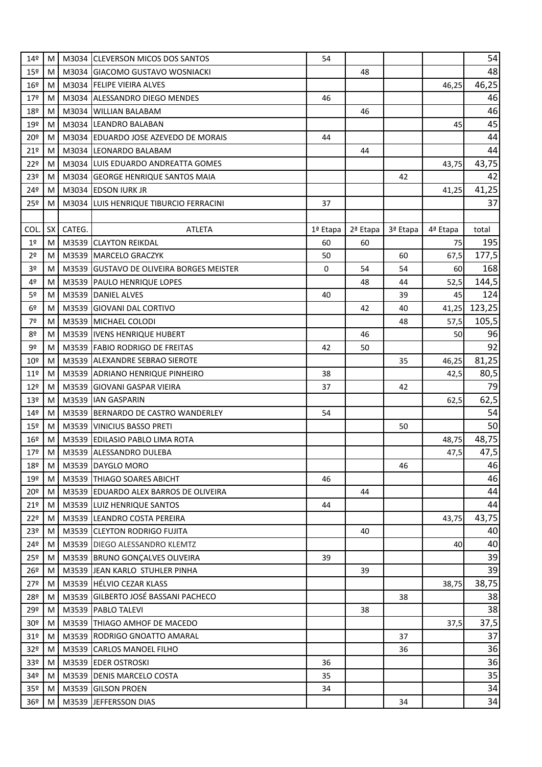| | | | | | | | | |
|---|---|---|---|---|---|---|---|---|
| 14º | M | M3034 | CLEVERSON MICOS DOS SANTOS | 54 | | | | 54 |
| 15º | M | M3034 | GIACOMO GUSTAVO WOSNIACKI | | 48 | | | 48 |
| 16º | M | M3034 | FELIPE VIEIRA ALVES | | | | 46,25 | 46,25 |
| 17º | M | M3034 | ALESSANDRO DIEGO MENDES | 46 | | | | 46 |
| 18º | M | M3034 | WILLIAN BALABAM | | 46 | | | 46 |
| 19º | M | M3034 | LEANDRO BALABAN | | | | 45 | 45 |
| 20º | M | M3034 | EDUARDO JOSE AZEVEDO DE MORAIS | 44 | | | | 44 |
| 21º | M | M3034 | LEONARDO BALABAM | | 44 | | | 44 |
| 22º | M | M3034 | LUIS EDUARDO ANDREATTA GOMES | | | | 43,75 | 43,75 |
| 23º | M | M3034 | GEORGE HENRIQUE SANTOS MAIA | | | 42 | | 42 |
| 24º | M | M3034 | EDSON IURK JR | | | | 41,25 | 41,25 |
| 25º | M | M3034 | LUIS HENRIQUE TIBURCIO FERRACINI | 37 | | | | 37 |

| COL. | SX | CATEG. | ATLETA | 1ª Etapa | 2ª Etapa | 3ª Etapa | 4ª Etapa | total |
|---|---|---|---|---|---|---|---|---|
| 1º | M | M3539 | CLAYTON REIKDAL | 60 | 60 | | 75 | 195 |
| 2º | M | M3539 | MARCELO GRACZYK | 50 | | 60 | 67,5 | 177,5 |
| 3º | M | M3539 | GUSTAVO DE OLIVEIRA BORGES MEISTER | 0 | 54 | 54 | 60 | 168 |
| 4º | M | M3539 | PAULO HENRIQUE LOPES | | 48 | 44 | 52,5 | 144,5 |
| 5º | M | M3539 | DANIEL ALVES | 40 | | 39 | 45 | 124 |
| 6º | M | M3539 | GIOVANI DAL CORTIVO | | 42 | 40 | 41,25 | 123,25 |
| 7º | M | M3539 | MICHAEL COLODI | | | 48 | 57,5 | 105,5 |
| 8º | M | M3539 | IVENS HENRIQUE HUBERT | | 46 | | 50 | 96 |
| 9º | M | M3539 | FABIO RODRIGO DE FREITAS | 42 | 50 | | | 92 |
| 10º | M | M3539 | ALEXANDRE SEBRAO SIEROTE | | | 35 | 46,25 | 81,25 |
| 11º | M | M3539 | ADRIANO HENRIQUE PINHEIRO | 38 | | | 42,5 | 80,5 |
| 12º | M | M3539 | GIOVANI GASPAR VIEIRA | 37 | | 42 | | 79 |
| 13º | M | M3539 | IAN GASPARIN | | | | 62,5 | 62,5 |
| 14º | M | M3539 | BERNARDO DE CASTRO WANDERLEY | 54 | | | | 54 |
| 15º | M | M3539 | VINICIUS BASSO PRETI | | | 50 | | 50 |
| 16º | M | M3539 | EDILASIO PABLO LIMA ROTA | | | | 48,75 | 48,75 |
| 17º | M | M3539 | ALESSANDRO DULEBA | | | | 47,5 | 47,5 |
| 18º | M | M3539 | DAYGLO MORO | | | 46 | | 46 |
| 19º | M | M3539 | THIAGO SOARES ABICHT | 46 | | | | 46 |
| 20º | M | M3539 | EDUARDO ALEX BARROS DE OLIVEIRA | | 44 | | | 44 |
| 21º | M | M3539 | LUIZ HENRIQUE SANTOS | 44 | | | | 44 |
| 22º | M | M3539 | LEANDRO COSTA PEREIRA | | | | 43,75 | 43,75 |
| 23º | M | M3539 | CLEYTON RODRIGO FUJITA | | 40 | | | 40 |
| 24º | M | M3539 | DIEGO ALESSANDRO KLEMTZ | | | | 40 | 40 |
| 25º | M | M3539 | BRUNO GONÇALVES OLIVEIRA | 39 | | | | 39 |
| 26º | M | M3539 | JEAN KARLO STUHLER PINHA | | 39 | | | 39 |
| 27º | M | M3539 | HÉLVIO CEZAR KLASS | | | | 38,75 | 38,75 |
| 28º | M | M3539 | GILBERTO JOSÉ BASSANI PACHECO | | | 38 | | 38 |
| 29º | M | M3539 | PABLO TALEVI | | 38 | | | 38 |
| 30º | M | M3539 | THIAGO AMHOF DE MACEDO | | | | 37,5 | 37,5 |
| 31º | M | M3539 | RODRIGO GNOATTO AMARAL | | | 37 | | 37 |
| 32º | M | M3539 | CARLOS MANOEL FILHO | | | 36 | | 36 |
| 33º | M | M3539 | EDER OSTROSKI | 36 | | | | 36 |
| 34º | M | M3539 | DENIS MARCELO COSTA | 35 | | | | 35 |
| 35º | M | M3539 | GILSON PROEN | 34 | | | | 34 |
| 36º | M | M3539 | JEFFERSSON DIAS | | | 34 | | 34 |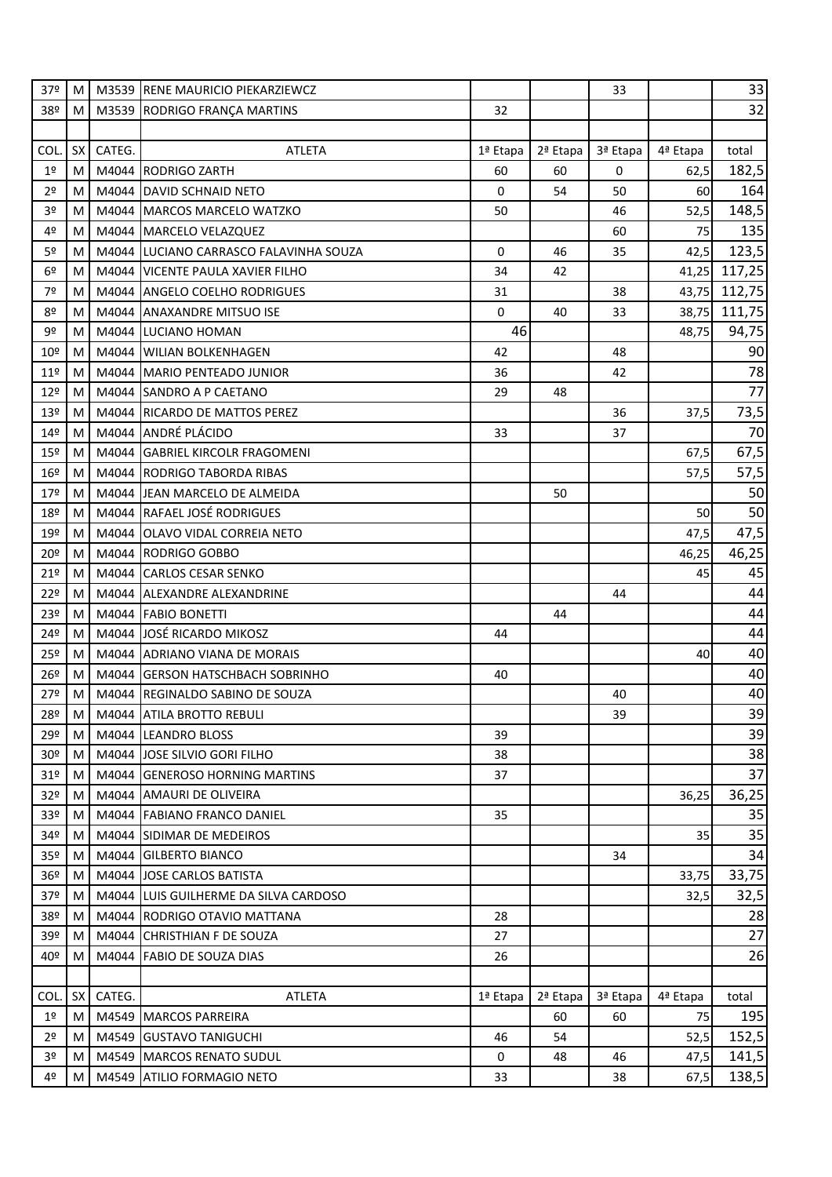| 37º | M | M3539 | RENE MAURICIO PIEKARZIEWCZ | | | 33 | | 33 |
|---|---|---|---|---|---|---|---|---|
| 38º | M | M3539 | RODRIGO FRANÇA MARTINS | 32 | | | | 32 |

| COL. | SX | CATEG. | ATLETA | 1ª Etapa | 2ª Etapa | 3ª Etapa | 4ª Etapa | total |
|---|---|---|---|---|---|---|---|---|
| 1º | M | M4044 | RODRIGO ZARTH | 60 | 60 | 0 | 62,5 | 182,5 |
| 2º | M | M4044 | DAVID SCHNAID NETO | 0 | 54 | 50 | 60 | 164 |
| 3º | M | M4044 | MARCOS MARCELO WATZKO | 50 | | 46 | 52,5 | 148,5 |
| 4º | M | M4044 | MARCELO VELAZQUEZ | | | 60 | 75 | 135 |
| 5º | M | M4044 | LUCIANO CARRASCO FALAVINHA SOUZA | 0 | 46 | 35 | 42,5 | 123,5 |
| 6º | M | M4044 | VICENTE PAULA XAVIER FILHO | 34 | 42 | | 41,25 | 117,25 |
| 7º | M | M4044 | ANGELO COELHO RODRIGUES | 31 | | 38 | 43,75 | 112,75 |
| 8º | M | M4044 | ANAXANDRE MITSUO ISE | 0 | 40 | 33 | 38,75 | 111,75 |
| 9º | M | M4044 | LUCIANO HOMAN | 46 | | | 48,75 | 94,75 |
| 10º | M | M4044 | WILIAN BOLKENHAGEN | 42 | | 48 | | 90 |
| 11º | M | M4044 | MARIO PENTEADO JUNIOR | 36 | | 42 | | 78 |
| 12º | M | M4044 | SANDRO A P CAETANO | 29 | 48 | | | 77 |
| 13º | M | M4044 | RICARDO DE MATTOS PEREZ | | | 36 | 37,5 | 73,5 |
| 14º | M | M4044 | ANDRÉ PLÁCIDO | 33 | | 37 | | 70 |
| 15º | M | M4044 | GABRIEL KIRCOLR FRAGOMENI | | | | 67,5 | 67,5 |
| 16º | M | M4044 | RODRIGO TABORDA RIBAS | | | | 57,5 | 57,5 |
| 17º | M | M4044 | JEAN MARCELO DE ALMEIDA | | 50 | | | 50 |
| 18º | M | M4044 | RAFAEL JOSÉ RODRIGUES | | | | 50 | 50 |
| 19º | M | M4044 | OLAVO VIDAL CORREIA NETO | | | | 47,5 | 47,5 |
| 20º | M | M4044 | RODRIGO GOBBO | | | | 46,25 | 46,25 |
| 21º | M | M4044 | CARLOS CESAR SENKO | | | | 45 | 45 |
| 22º | M | M4044 | ALEXANDRE ALEXANDRINE | | | 44 | | 44 |
| 23º | M | M4044 | FABIO BONETTI | | 44 | | | 44 |
| 24º | M | M4044 | JOSÉ RICARDO MIKOSZ | 44 | | | | 44 |
| 25º | M | M4044 | ADRIANO VIANA DE MORAIS | | | | 40 | 40 |
| 26º | M | M4044 | GERSON HATSCHBACH SOBRINHO | 40 | | | | 40 |
| 27º | M | M4044 | REGINALDO SABINO DE SOUZA | | | 40 | | 40 |
| 28º | M | M4044 | ATILA BROTTO REBULI | | | 39 | | 39 |
| 29º | M | M4044 | LEANDRO BLOSS | 39 | | | | 39 |
| 30º | M | M4044 | JOSE SILVIO GORI FILHO | 38 | | | | 38 |
| 31º | M | M4044 | GENEROSO HORNING MARTINS | 37 | | | | 37 |
| 32º | M | M4044 | AMAURI DE OLIVEIRA | | | | 36,25 | 36,25 |
| 33º | M | M4044 | FABIANO FRANCO DANIEL | 35 | | | | 35 |
| 34º | M | M4044 | SIDIMAR DE MEDEIROS | | | | 35 | 35 |
| 35º | M | M4044 | GILBERTO BIANCO | | | 34 | | 34 |
| 36º | M | M4044 | JOSE CARLOS BATISTA | | | | 33,75 | 33,75 |
| 37º | M | M4044 | LUIS GUILHERME DA SILVA CARDOSO | | | | 32,5 | 32,5 |
| 38º | M | M4044 | RODRIGO OTAVIO MATTANA | 28 | | | | 28 |
| 39º | M | M4044 | CHRISTHIAN F DE SOUZA | 27 | | | | 27 |
| 40º | M | M4044 | FABIO DE SOUZA DIAS | 26 | | | | 26 |

| COL. | SX | CATEG. | ATLETA | 1ª Etapa | 2ª Etapa | 3ª Etapa | 4ª Etapa | total |
|---|---|---|---|---|---|---|---|---|
| 1º | M | M4549 | MARCOS PARREIRA | | 60 | 60 | 75 | 195 |
| 2º | M | M4549 | GUSTAVO TANIGUCHI | 46 | 54 | | 52,5 | 152,5 |
| 3º | M | M4549 | MARCOS RENATO SUDUL | 0 | 48 | 46 | 47,5 | 141,5 |
| 4º | M | M4549 | ATILIO FORMAGIO NETO | 33 | | 38 | 67,5 | 138,5 |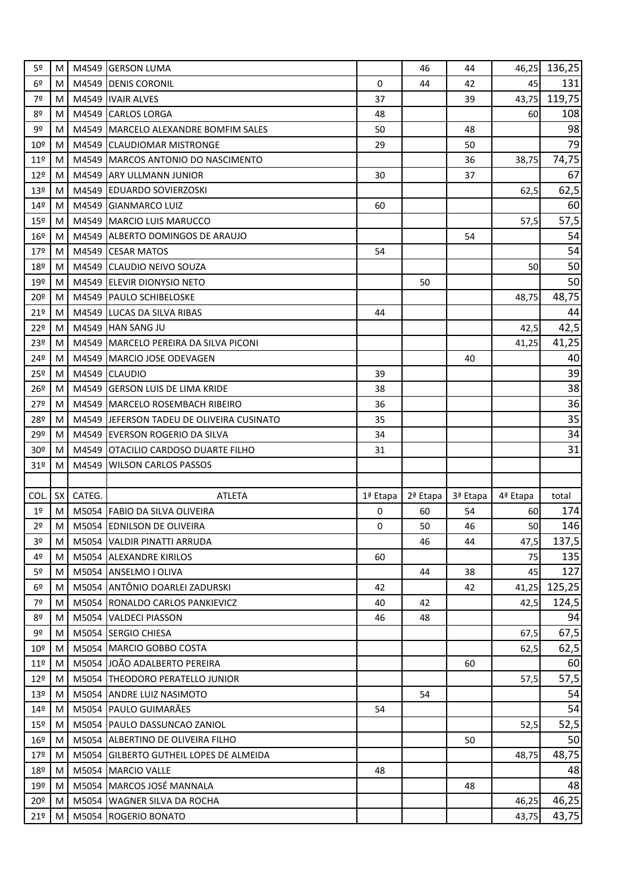| | | | | | | | | |
|---|---|---|---|---|---|---|---|---|
| 5º | M | M4549 | GERSON LUMA | | 46 | 44 | 46,25 | 136,25 |
| 6º | M | M4549 | DENIS CORONIL | 0 | 44 | 42 | 45 | 131 |
| 7º | M | M4549 | IVAIR ALVES | 37 | | 39 | 43,75 | 119,75 |
| 8º | M | M4549 | CARLOS LORGA | 48 | | | 60 | 108 |
| 9º | M | M4549 | MARCELO ALEXANDRE BOMFIM SALES | 50 | | 48 | | 98 |
| 10º | M | M4549 | CLAUDIOMAR MISTRONGE | 29 | | 50 | | 79 |
| 11º | M | M4549 | MARCOS ANTONIO DO NASCIMENTO | | | 36 | 38,75 | 74,75 |
| 12º | M | M4549 | ARY ULLMANN JUNIOR | 30 | | 37 | | 67 |
| 13º | M | M4549 | EDUARDO SOVIERZOSKI | | | | 62,5 | 62,5 |
| 14º | M | M4549 | GIANMARCO LUIZ | 60 | | | | 60 |
| 15º | M | M4549 | MARCIO LUIS MARUCCO | | | | 57,5 | 57,5 |
| 16º | M | M4549 | ALBERTO DOMINGOS DE ARAUJO | | | 54 | | 54 |
| 17º | M | M4549 | CESAR MATOS | 54 | | | | 54 |
| 18º | M | M4549 | CLAUDIO NEIVO SOUZA | | | | 50 | 50 |
| 19º | M | M4549 | ELEVIR DIONYSIO NETO | | 50 | | | 50 |
| 20º | M | M4549 | PAULO SCHIBELOSKE | | | | 48,75 | 48,75 |
| 21º | M | M4549 | LUCAS DA SILVA RIBAS | 44 | | | | 44 |
| 22º | M | M4549 | HAN SANG JU | | | | 42,5 | 42,5 |
| 23º | M | M4549 | MARCELO PEREIRA DA SILVA PICONI | | | | 41,25 | 41,25 |
| 24º | M | M4549 | MARCIO JOSE ODEVAGEN | | | 40 | | 40 |
| 25º | M | M4549 | CLAUDIO | 39 | | | | 39 |
| 26º | M | M4549 | GERSON LUIS DE LIMA KRIDE | 38 | | | | 38 |
| 27º | M | M4549 | MARCELO ROSEMBACH RIBEIRO | 36 | | | | 36 |
| 28º | M | M4549 | JEFERSON TADEU DE OLIVEIRA CUSINATO | 35 | | | | 35 |
| 29º | M | M4549 | EVERSON ROGERIO DA SILVA | 34 | | | | 34 |
| 30º | M | M4549 | OTACILIO CARDOSO DUARTE FILHO | 31 | | | | 31 |
| 31º | M | M4549 | WILSON CARLOS PASSOS | | | | | |

| COL. | SX | CATEG. | ATLETA | 1ª Etapa | 2ª Etapa | 3ª Etapa | 4ª Etapa | total |
|---|---|---|---|---|---|---|---|---|
| 1º | M | M5054 | FABIO DA SILVA OLIVEIRA | 0 | 60 | 54 | 60 | 174 |
| 2º | M | M5054 | EDNILSON DE OLIVEIRA | 0 | 50 | 46 | 50 | 146 |
| 3º | M | M5054 | VALDIR PINATTI ARRUDA | | 46 | 44 | 47,5 | 137,5 |
| 4º | M | M5054 | ALEXANDRE KIRILOS | 60 | | | 75 | 135 |
| 5º | M | M5054 | ANSELMO I OLIVA | | 44 | 38 | 45 | 127 |
| 6º | M | M5054 | ANTÔNIO DOARLEI ZADURSKI | 42 | | 42 | 41,25 | 125,25 |
| 7º | M | M5054 | RONALDO CARLOS PANKIEVICZ | 40 | 42 | | 42,5 | 124,5 |
| 8º | M | M5054 | VALDECI PIASSON | 46 | 48 | | | 94 |
| 9º | M | M5054 | SERGIO CHIESA | | | | 67,5 | 67,5 |
| 10º | M | M5054 | MARCIO GOBBO COSTA | | | | 62,5 | 62,5 |
| 11º | M | M5054 | JOÃO ADALBERTO PEREIRA | | | 60 | | 60 |
| 12º | M | M5054 | THEODORO PERATELLO JUNIOR | | | | 57,5 | 57,5 |
| 13º | M | M5054 | ANDRE LUIZ NASIMOTO | | 54 | | | 54 |
| 14º | M | M5054 | PAULO GUIMARÃES | 54 | | | | 54 |
| 15º | M | M5054 | PAULO DASSUNCAO ZANIOL | | | | 52,5 | 52,5 |
| 16º | M | M5054 | ALBERTINO DE OLIVEIRA FILHO | | | 50 | | 50 |
| 17º | M | M5054 | GILBERTO GUTHEIL LOPES DE ALMEIDA | | | | 48,75 | 48,75 |
| 18º | M | M5054 | MARCIO VALLE | 48 | | | | 48 |
| 19º | M | M5054 | MARCOS JOSÉ MANNALA | | | 48 | | 48 |
| 20º | M | M5054 | WAGNER SILVA DA ROCHA | | | | 46,25 | 46,25 |
| 21º | M | M5054 | ROGERIO BONATO | | | | 43,75 | 43,75 |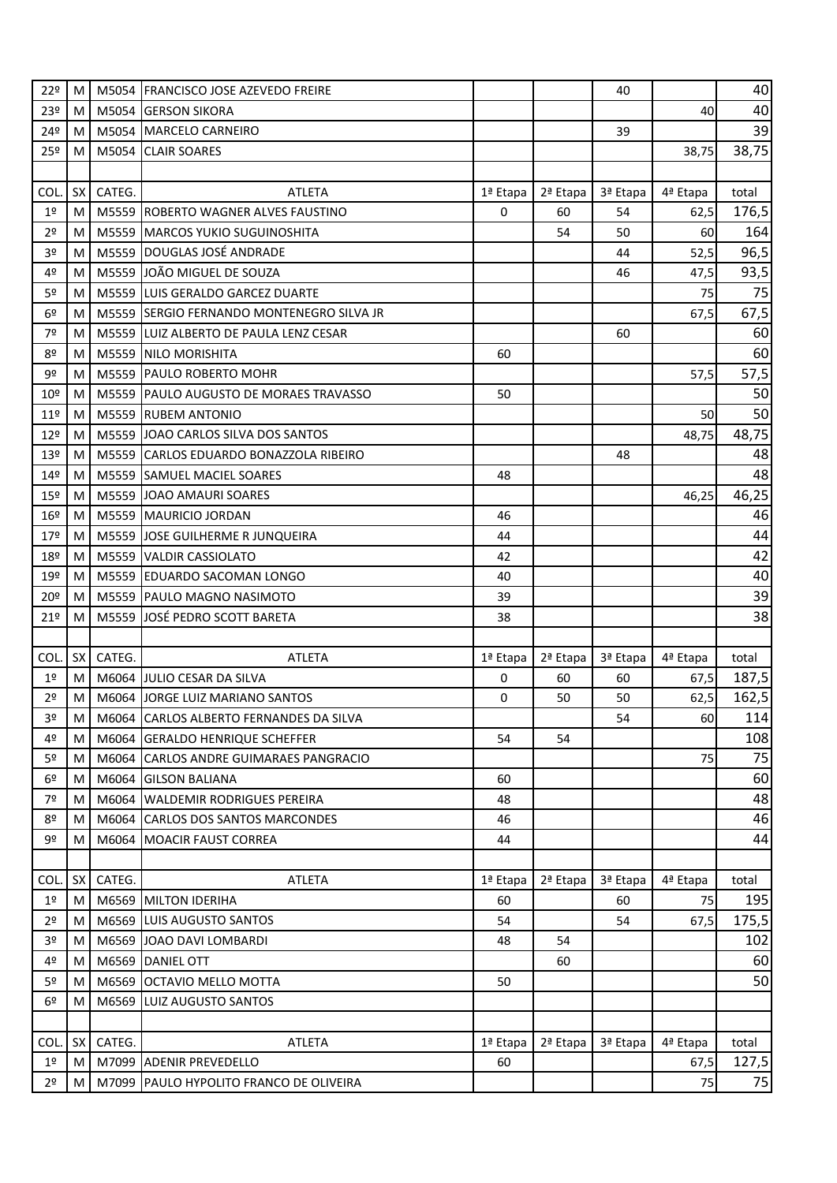| | | | | | | | | |
|---|---|---|---|---|---|---|---|---|
| 22º | M | M5054 | FRANCISCO JOSE AZEVEDO FREIRE | | | 40 | | 40 |
| 23º | M | M5054 | GERSON SIKORA | | | | 40 | 40 |
| 24º | M | M5054 | MARCELO CARNEIRO | | | 39 | | 39 |
| 25º | M | M5054 | CLAIR SOARES | | | | 38,75 | 38,75 |

| COL. | SX | CATEG. | ATLETA | 1ª Etapa | 2ª Etapa | 3ª Etapa | 4ª Etapa | total |
|---|---|---|---|---|---|---|---|---|
| 1º | M | M5559 | ROBERTO WAGNER ALVES FAUSTINO | 0 | 60 | 54 | 62,5 | 176,5 |
| 2º | M | M5559 | MARCOS YUKIO SUGUINOSHITA | | 54 | 50 | 60 | 164 |
| 3º | M | M5559 | DOUGLAS JOSÉ ANDRADE | | | 44 | 52,5 | 96,5 |
| 4º | M | M5559 | JOÃO MIGUEL DE SOUZA | | | 46 | 47,5 | 93,5 |
| 5º | M | M5559 | LUIS GERALDO GARCEZ DUARTE | | | | 75 | 75 |
| 6º | M | M5559 | SERGIO FERNANDO MONTENEGRO SILVA JR | | | | 67,5 | 67,5 |
| 7º | M | M5559 | LUIZ ALBERTO DE PAULA LENZ CESAR | | | 60 | | 60 |
| 8º | M | M5559 | NILO MORISHITA | 60 | | | | 60 |
| 9º | M | M5559 | PAULO ROBERTO MOHR | | | | 57,5 | 57,5 |
| 10º | M | M5559 | PAULO AUGUSTO DE MORAES TRAVASSO | 50 | | | | 50 |
| 11º | M | M5559 | RUBEM ANTONIO | | | | 50 | 50 |
| 12º | M | M5559 | JOAO CARLOS SILVA DOS SANTOS | | | | 48,75 | 48,75 |
| 13º | M | M5559 | CARLOS EDUARDO BONAZZOLA RIBEIRO | | | 48 | | 48 |
| 14º | M | M5559 | SAMUEL MACIEL SOARES | 48 | | | | 48 |
| 15º | M | M5559 | JOAO AMAURI SOARES | | | | 46,25 | 46,25 |
| 16º | M | M5559 | MAURICIO JORDAN | 46 | | | | 46 |
| 17º | M | M5559 | JOSE GUILHERME R JUNQUEIRA | 44 | | | | 44 |
| 18º | M | M5559 | VALDIR CASSIOLATO | 42 | | | | 42 |
| 19º | M | M5559 | EDUARDO SACOMAN LONGO | 40 | | | | 40 |
| 20º | M | M5559 | PAULO MAGNO NASIMOTO | 39 | | | | 39 |
| 21º | M | M5559 | JOSÉ PEDRO SCOTT BARETA | 38 | | | | 38 |

| COL. | SX | CATEG. | ATLETA | 1ª Etapa | 2ª Etapa | 3ª Etapa | 4ª Etapa | total |
|---|---|---|---|---|---|---|---|---|
| 1º | M | M6064 | JULIO CESAR DA SILVA | 0 | 60 | 60 | 67,5 | 187,5 |
| 2º | M | M6064 | JORGE LUIZ MARIANO SANTOS | 0 | 50 | 50 | 62,5 | 162,5 |
| 3º | M | M6064 | CARLOS ALBERTO FERNANDES DA SILVA | | | 54 | 60 | 114 |
| 4º | M | M6064 | GERALDO HENRIQUE SCHEFFER | 54 | 54 | | | 108 |
| 5º | M | M6064 | CARLOS ANDRE GUIMARAES PANGRACIO | | | | 75 | 75 |
| 6º | M | M6064 | GILSON BALIANA | 60 | | | | 60 |
| 7º | M | M6064 | WALDEMIR RODRIGUES PEREIRA | 48 | | | | 48 |
| 8º | M | M6064 | CARLOS DOS SANTOS MARCONDES | 46 | | | | 46 |
| 9º | M | M6064 | MOACIR FAUST CORREA | 44 | | | | 44 |

| COL. | SX | CATEG. | ATLETA | 1ª Etapa | 2ª Etapa | 3ª Etapa | 4ª Etapa | total |
|---|---|---|---|---|---|---|---|---|
| 1º | M | M6569 | MILTON IDERIHA | 60 | | 60 | 75 | 195 |
| 2º | M | M6569 | LUIS AUGUSTO SANTOS | 54 | | 54 | 67,5 | 175,5 |
| 3º | M | M6569 | JOAO DAVI LOMBARDI | 48 | 54 | | | 102 |
| 4º | M | M6569 | DANIEL OTT | | 60 | | | 60 |
| 5º | M | M6569 | OCTAVIO MELLO MOTTA | 50 | | | | 50 |
| 6º | M | M6569 | LUIZ AUGUSTO SANTOS | | | | | |

| COL. | SX | CATEG. | ATLETA | 1ª Etapa | 2ª Etapa | 3ª Etapa | 4ª Etapa | total |
|---|---|---|---|---|---|---|---|---|
| 1º | M | M7099 | ADENIR PREVEDELLO | 60 | | | 67,5 | 127,5 |
| 2º | M | M7099 | PAULO HYPOLITO FRANCO DE OLIVEIRA | | | | 75 | 75 |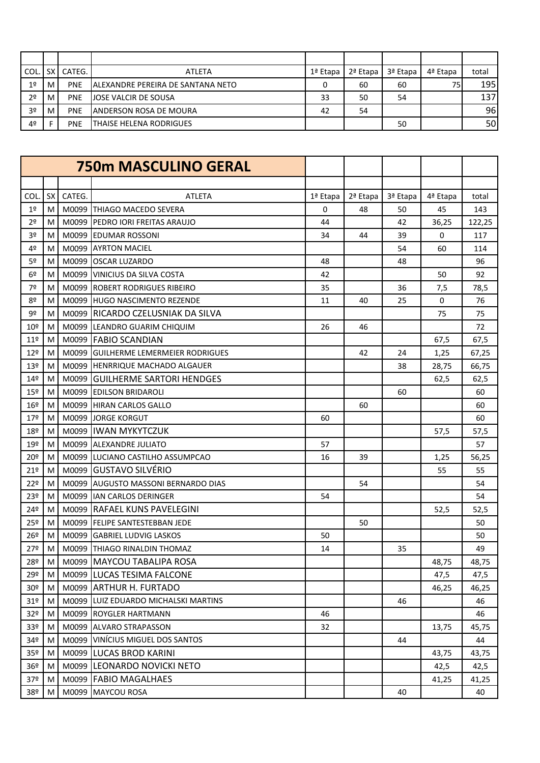| COL. | SX | CATEG. | ATLETA | 1ª Etapa | 2ª Etapa | 3ª Etapa | 4ª Etapa | total |
|---|---|---|---|---|---|---|---|---|
| 1º | M | PNE | ALEXANDRE PEREIRA DE SANTANA NETO | 0 | 60 | 60 | 75 | 195 |
| 2º | M | PNE | JOSE VALCIR DE SOUSA | 33 | 50 | 54 | | 137 |
| 3º | M | PNE | ANDERSON ROSA DE MOURA | 42 | 54 | | | 96 |
| 4º | F | PNE | THAISE HELENA RODRIGUES | | | 50 | | 50 |

## 750m MASCULINO GERAL

| COL. | SX | CATEG. | ATLETA | 1ª Etapa | 2ª Etapa | 3ª Etapa | 4ª Etapa | total |
|---|---|---|---|---|---|---|---|---|
| 1º | M | M0099 | THIAGO MACEDO SEVERA | 0 | 48 | 50 | 45 | 143 |
| 2º | M | M0099 | PEDRO IORI FREITAS ARAUJO | 44 | | 42 | 36,25 | 122,25 |
| 3º | M | M0099 | EDUMAR ROSSONI | 34 | 44 | 39 | 0 | 117 |
| 4º | M | M0099 | AYRTON MACIEL | | | 54 | 60 | 114 |
| 5º | M | M0099 | OSCAR LUZARDO | 48 | | 48 | | 96 |
| 6º | M | M0099 | VINICIUS DA SILVA COSTA | 42 | | | 50 | 92 |
| 7º | M | M0099 | ROBERT RODRIGUES RIBEIRO | 35 | | 36 | 7,5 | 78,5 |
| 8º | M | M0099 | HUGO NASCIMENTO REZENDE | 11 | 40 | 25 | 0 | 76 |
| 9º | M | M0099 | RICARDO CZELUSNIAK DA SILVA | | | | 75 | 75 |
| 10º | M | M0099 | LEANDRO GUARIM CHIQUIM | 26 | 46 | | | 72 |
| 11º | M | M0099 | FABIO SCANDIAN | | | | 67,5 | 67,5 |
| 12º | M | M0099 | GUILHERME LEMERMEIER RODRIGUES | | 42 | 24 | 1,25 | 67,25 |
| 13º | M | M0099 | HENRRIQUE MACHADO ALGAUER | | | 38 | 28,75 | 66,75 |
| 14º | M | M0099 | GUILHERME SARTORI HENDGES | | | | 62,5 | 62,5 |
| 15º | M | M0099 | EDILSON BRIDAROLI | | | 60 | | 60 |
| 16º | M | M0099 | HIRAN CARLOS GALLO | | 60 | | | 60 |
| 17º | M | M0099 | JORGE KORGUT | 60 | | | | 60 |
| 18º | M | M0099 | IWAN MYKYTCZUK | | | | 57,5 | 57,5 |
| 19º | M | M0099 | ALEXANDRE JULIATO | 57 | | | | 57 |
| 20º | M | M0099 | LUCIANO CASTILHO ASSUMPCAO | 16 | 39 | | 1,25 | 56,25 |
| 21º | M | M0099 | GUSTAVO SILVÉRIO | | | | 55 | 55 |
| 22º | M | M0099 | AUGUSTO MASSONI BERNARDO DIAS | | 54 | | | 54 |
| 23º | M | M0099 | IAN CARLOS DERINGER | 54 | | | | 54 |
| 24º | M | M0099 | RAFAEL KUNS PAVELEGINI | | | | 52,5 | 52,5 |
| 25º | M | M0099 | FELIPE SANTESTEBBAN JEDE | | 50 | | | 50 |
| 26º | M | M0099 | GABRIEL LUDVIG LASKOS | 50 | | | | 50 |
| 27º | M | M0099 | THIAGO RINALDIN THOMAZ | 14 | | 35 | | 49 |
| 28º | M | M0099 | MAYCOU TABALIPA ROSA | | | | 48,75 | 48,75 |
| 29º | M | M0099 | LUCAS TESIMA FALCONE | | | | 47,5 | 47,5 |
| 30º | M | M0099 | ARTHUR H. FURTADO | | | | 46,25 | 46,25 |
| 31º | M | M0099 | LUIZ EDUARDO MICHALSKI MARTINS | | | 46 | | 46 |
| 32º | M | M0099 | ROYGLER HARTMANN | 46 | | | | 46 |
| 33º | M | M0099 | ALVARO STRAPASSON | 32 | | | 13,75 | 45,75 |
| 34º | M | M0099 | VINÍCIUS MIGUEL DOS SANTOS | | | 44 | | 44 |
| 35º | M | M0099 | LUCAS BROD KARINI | | | | 43,75 | 43,75 |
| 36º | M | M0099 | LEONARDO NOVICKI NETO | | | | 42,5 | 42,5 |
| 37º | M | M0099 | FABIO MAGALHAES | | | | 41,25 | 41,25 |
| 38º | M | M0099 | MAYCOU ROSA | | | 40 | | 40 |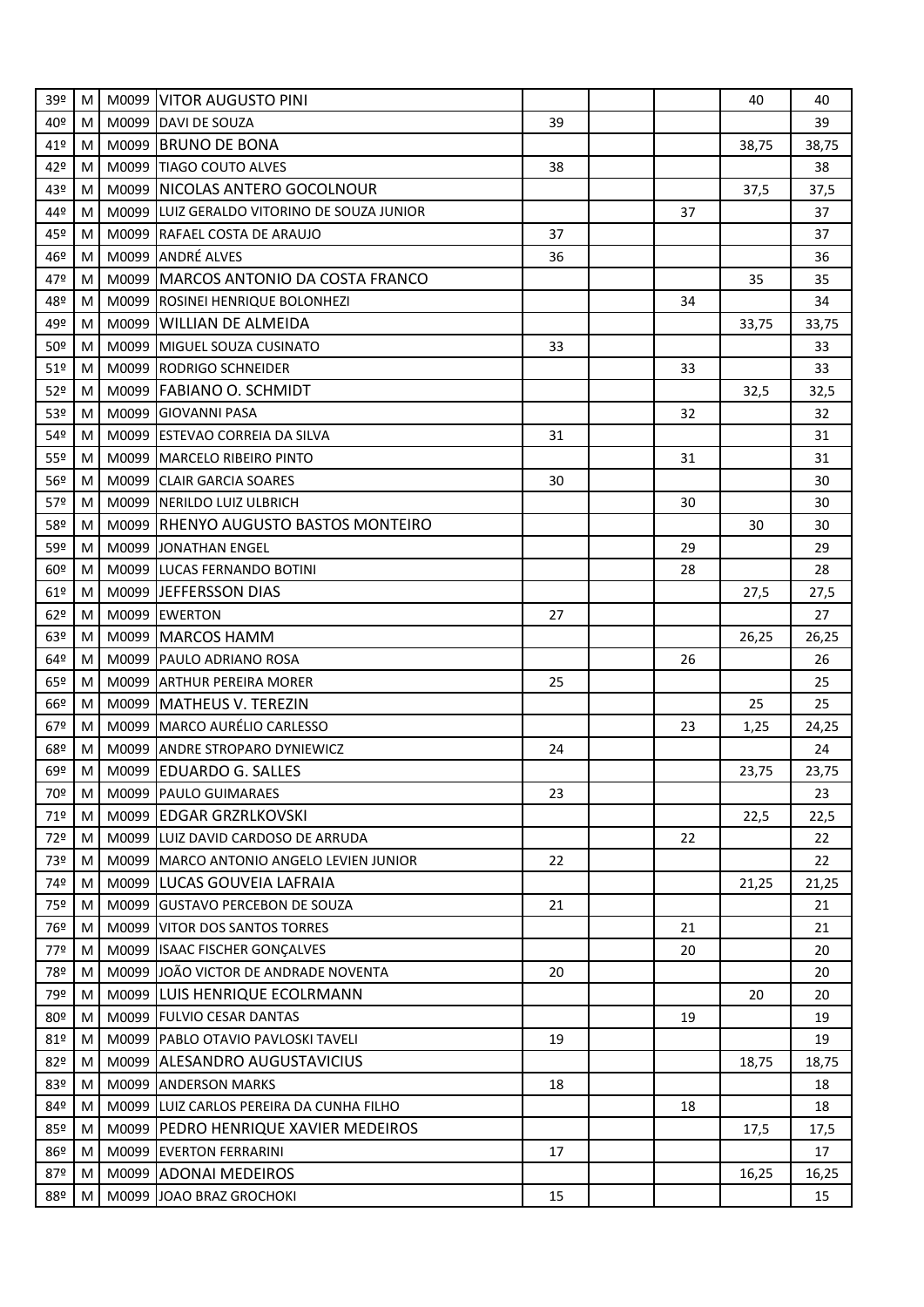| | | | | | | | | |
|---|---|---|---|---|---|---|---|---|
| 39º | M | M0099 | VITOR AUGUSTO PINI | | | | 40 | 40 |
| 40º | M | M0099 | DAVI DE SOUZA | 39 | | | | 39 |
| 41º | M | M0099 | BRUNO DE BONA | | | | 38,75 | 38,75 |
| 42º | M | M0099 | TIAGO COUTO ALVES | 38 | | | | 38 |
| 43º | M | M0099 | NICOLAS ANTERO GOCOLNOUR | | | | 37,5 | 37,5 |
| 44º | M | M0099 | LUIZ GERALDO VITORINO DE SOUZA JUNIOR | | | 37 | | 37 |
| 45º | M | M0099 | RAFAEL COSTA DE ARAUJO | 37 | | | | 37 |
| 46º | M | M0099 | ANDRÉ ALVES | 36 | | | | 36 |
| 47º | M | M0099 | MARCOS ANTONIO DA COSTA FRANCO | | | | 35 | 35 |
| 48º | M | M0099 | ROSINEI HENRIQUE BOLONHEZI | | | 34 | | 34 |
| 49º | M | M0099 | WILLIAN DE ALMEIDA | | | | 33,75 | 33,75 |
| 50º | M | M0099 | MIGUEL SOUZA CUSINATO | 33 | | | | 33 |
| 51º | M | M0099 | RODRIGO SCHNEIDER | | | 33 | | 33 |
| 52º | M | M0099 | FABIANO O. SCHMIDT | | | | 32,5 | 32,5 |
| 53º | M | M0099 | GIOVANNI PASA | | | 32 | | 32 |
| 54º | M | M0099 | ESTEVAO CORREIA DA SILVA | 31 | | | | 31 |
| 55º | M | M0099 | MARCELO RIBEIRO PINTO | | | 31 | | 31 |
| 56º | M | M0099 | CLAIR GARCIA SOARES | 30 | | | | 30 |
| 57º | M | M0099 | NERILDO LUIZ ULBRICH | | | 30 | | 30 |
| 58º | M | M0099 | RHENYO AUGUSTO BASTOS MONTEIRO | | | | 30 | 30 |
| 59º | M | M0099 | JONATHAN ENGEL | | | 29 | | 29 |
| 60º | M | M0099 | LUCAS FERNANDO BOTINI | | | 28 | | 28 |
| 61º | M | M0099 | JEFFERSSON DIAS | | | | 27,5 | 27,5 |
| 62º | M | M0099 | EWERTON | 27 | | | | 27 |
| 63º | M | M0099 | MARCOS HAMM | | | | 26,25 | 26,25 |
| 64º | M | M0099 | PAULO ADRIANO ROSA | | | 26 | | 26 |
| 65º | M | M0099 | ARTHUR PEREIRA MORER | 25 | | | | 25 |
| 66º | M | M0099 | MATHEUS V. TEREZIN | | | | 25 | 25 |
| 67º | M | M0099 | MARCO AURÉLIO CARLESSO | | | 23 | 1,25 | 24,25 |
| 68º | M | M0099 | ANDRE STROPARO DYNIEWICZ | 24 | | | | 24 |
| 69º | M | M0099 | EDUARDO G. SALLES | | | | 23,75 | 23,75 |
| 70º | M | M0099 | PAULO GUIMARAES | 23 | | | | 23 |
| 71º | M | M0099 | EDGAR GRZRLKOVSKI | | | | 22,5 | 22,5 |
| 72º | M | M0099 | LUIZ DAVID CARDOSO DE ARRUDA | | | 22 | | 22 |
| 73º | M | M0099 | MARCO ANTONIO ANGELO LEVIEN JUNIOR | 22 | | | | 22 |
| 74º | M | M0099 | LUCAS GOUVEIA LAFRAIA | | | | 21,25 | 21,25 |
| 75º | M | M0099 | GUSTAVO PERCEBON DE SOUZA | 21 | | | | 21 |
| 76º | M | M0099 | VITOR DOS SANTOS TORRES | | | 21 | | 21 |
| 77º | M | M0099 | ISAAC FISCHER GONÇALVES | | | 20 | | 20 |
| 78º | M | M0099 | JOÃO VICTOR DE ANDRADE NOVENTA | 20 | | | | 20 |
| 79º | M | M0099 | LUIS HENRIQUE ECOLRMANN | | | | 20 | 20 |
| 80º | M | M0099 | FULVIO CESAR DANTAS | | | 19 | | 19 |
| 81º | M | M0099 | PABLO OTAVIO PAVLOSKI TAVELI | 19 | | | | 19 |
| 82º | M | M0099 | ALESANDRO AUGUSTAVICIUS | | | | 18,75 | 18,75 |
| 83º | M | M0099 | ANDERSON MARKS | 18 | | | | 18 |
| 84º | M | M0099 | LUIZ CARLOS PEREIRA DA CUNHA FILHO | | | 18 | | 18 |
| 85º | M | M0099 | PEDRO HENRIQUE XAVIER MEDEIROS | | | | 17,5 | 17,5 |
| 86º | M | M0099 | EVERTON FERRARINI | 17 | | | | 17 |
| 87º | M | M0099 | ADONAI MEDEIROS | | | | 16,25 | 16,25 |
| 88º | M | M0099 | JOAO BRAZ GROCHOKI | 15 | | | | 15 |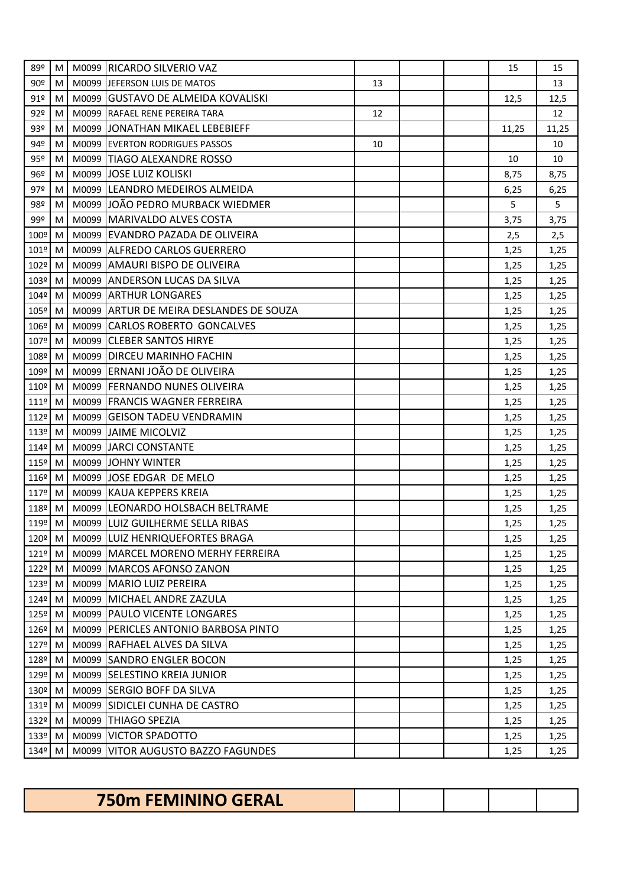| | | | | | | | | |
|---|---|---|---|---|---|---|---|---|
| 89º | M | M0099 | RICARDO SILVERIO VAZ | | | | 15 | 15 |
| 90º | M | M0099 | JEFERSON LUIS DE MATOS | 13 | | | | 13 |
| 91º | M | M0099 | GUSTAVO DE ALMEIDA KOVALISKI | | | | 12,5 | 12,5 |
| 92º | M | M0099 | RAFAEL RENE PEREIRA TARA | 12 | | | | 12 |
| 93º | M | M0099 | JONATHAN MIKAEL LEBEBIEFF | | | | 11,25 | 11,25 |
| 94º | M | M0099 | EVERTON RODRIGUES PASSOS | 10 | | | | 10 |
| 95º | M | M0099 | TIAGO ALEXANDRE ROSSO | | | | 10 | 10 |
| 96º | M | M0099 | JOSE LUIZ KOLISKI | | | | 8,75 | 8,75 |
| 97º | M | M0099 | LEANDRO MEDEIROS ALMEIDA | | | | 6,25 | 6,25 |
| 98º | M | M0099 | JOÃO PEDRO MURBACK WIEDMER | | | | 5 | 5 |
| 99º | M | M0099 | MARIVALDO ALVES COSTA | | | | 3,75 | 3,75 |
| 100º | M | M0099 | EVANDRO PAZADA DE OLIVEIRA | | | | 2,5 | 2,5 |
| 101º | M | M0099 | ALFREDO CARLOS GUERRERO | | | | 1,25 | 1,25 |
| 102º | M | M0099 | AMAURI BISPO DE OLIVEIRA | | | | 1,25 | 1,25 |
| 103º | M | M0099 | ANDERSON LUCAS DA SILVA | | | | 1,25 | 1,25 |
| 104º | M | M0099 | ARTHUR LONGARES | | | | 1,25 | 1,25 |
| 105º | M | M0099 | ARTUR DE MEIRA DESLANDES DE SOUZA | | | | 1,25 | 1,25 |
| 106º | M | M0099 | CARLOS ROBERTO GONCALVES | | | | 1,25 | 1,25 |
| 107º | M | M0099 | CLEBER SANTOS HIRYE | | | | 1,25 | 1,25 |
| 108º | M | M0099 | DIRCEU MARINHO FACHIN | | | | 1,25 | 1,25 |
| 109º | M | M0099 | ERNANI JOÃO DE OLIVEIRA | | | | 1,25 | 1,25 |
| 110º | M | M0099 | FERNANDO NUNES OLIVEIRA | | | | 1,25 | 1,25 |
| 111º | M | M0099 | FRANCIS WAGNER FERREIRA | | | | 1,25 | 1,25 |
| 112º | M | M0099 | GEISON TADEU VENDRAMIN | | | | 1,25 | 1,25 |
| 113º | M | M0099 | JAIME MICOLVIZ | | | | 1,25 | 1,25 |
| 114º | M | M0099 | JARCI CONSTANTE | | | | 1,25 | 1,25 |
| 115º | M | M0099 | JOHNY WINTER | | | | 1,25 | 1,25 |
| 116º | M | M0099 | JOSE EDGAR DE MELO | | | | 1,25 | 1,25 |
| 117º | M | M0099 | KAUA KEPPERS KREIA | | | | 1,25 | 1,25 |
| 118º | M | M0099 | LEONARDO HOLSBACH BELTRAME | | | | 1,25 | 1,25 |
| 119º | M | M0099 | LUIZ GUILHERME SELLA RIBAS | | | | 1,25 | 1,25 |
| 120º | M | M0099 | LUIZ HENRIQUEFORTES BRAGA | | | | 1,25 | 1,25 |
| 121º | M | M0099 | MARCEL MORENO MERHY FERREIRA | | | | 1,25 | 1,25 |
| 122º | M | M0099 | MARCOS AFONSO ZANON | | | | 1,25 | 1,25 |
| 123º | M | M0099 | MARIO LUIZ PEREIRA | | | | 1,25 | 1,25 |
| 124º | M | M0099 | MICHAEL ANDRE ZAZULA | | | | 1,25 | 1,25 |
| 125º | M | M0099 | PAULO VICENTE LONGARES | | | | 1,25 | 1,25 |
| 126º | M | M0099 | PERICLES ANTONIO BARBOSA PINTO | | | | 1,25 | 1,25 |
| 127º | M | M0099 | RAFHAEL ALVES DA SILVA | | | | 1,25 | 1,25 |
| 128º | M | M0099 | SANDRO ENGLER BOCON | | | | 1,25 | 1,25 |
| 129º | M | M0099 | SELESTINO KREIA JUNIOR | | | | 1,25 | 1,25 |
| 130º | M | M0099 | SERGIO BOFF DA SILVA | | | | 1,25 | 1,25 |
| 131º | M | M0099 | SIDICLEI CUNHA DE CASTRO | | | | 1,25 | 1,25 |
| 132º | M | M0099 | THIAGO SPEZIA | | | | 1,25 | 1,25 |
| 133º | M | M0099 | VICTOR SPADOTTO | | | | 1,25 | 1,25 |
| 134º | M | M0099 | VITOR AUGUSTO BAZZO FAGUNDES | | | | 1,25 | 1,25 |

## 750m FEMININO GERAL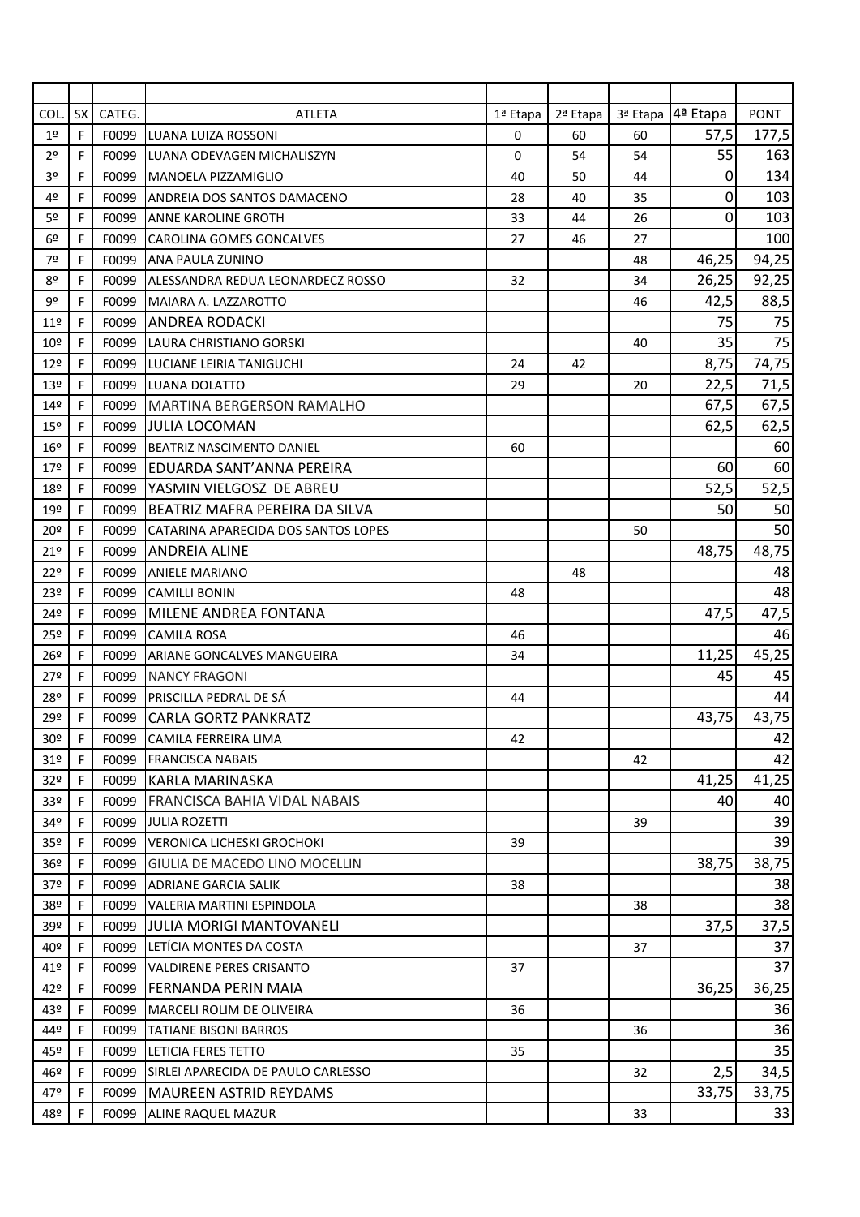| COL. | SX | CATEG. | ATLETA | 1ª Etapa | 2ª Etapa | 3ª Etapa | 4ª Etapa | PONT |
|---|---|---|---|---|---|---|---|---|
| | | | | | | | | |
| 1º | F | F0099 | LUANA LUIZA ROSSONI | 0 | 60 | 60 | 57,5 | 177,5 |
| 2º | F | F0099 | LUANA ODEVAGEN MICHALISZYN | 0 | 54 | 54 | 55 | 163 |
| 3º | F | F0099 | MANOELA PIZZAMIGLIO | 40 | 50 | 44 | 0 | 134 |
| 4º | F | F0099 | ANDREIA DOS SANTOS DAMACENO | 28 | 40 | 35 | 0 | 103 |
| 5º | F | F0099 | ANNE KAROLINE GROTH | 33 | 44 | 26 | 0 | 103 |
| 6º | F | F0099 | CAROLINA GOMES GONCALVES | 27 | 46 | 27 | | 100 |
| 7º | F | F0099 | ANA PAULA ZUNINO | | | 48 | 46,25 | 94,25 |
| 8º | F | F0099 | ALESSANDRA REDUA LEONARDECZ ROSSO | 32 | | 34 | 26,25 | 92,25 |
| 9º | F | F0099 | MAIARA A. LAZZAROTTO | | | 46 | 42,5 | 88,5 |
| 11º | F | F0099 | ANDREA RODACKI | | | | 75 | 75 |
| 10º | F | F0099 | LAURA CHRISTIANO GORSKI | | | 40 | 35 | 75 |
| 12º | F | F0099 | LUCIANE LEIRIA TANIGUCHI | 24 | 42 | | 8,75 | 74,75 |
| 13º | F | F0099 | LUANA DOLATTO | 29 | | 20 | 22,5 | 71,5 |
| 14º | F | F0099 | MARTINA BERGERSON RAMALHO | | | | 67,5 | 67,5 |
| 15º | F | F0099 | JULIA LOCOMAN | | | | 62,5 | 62,5 |
| 16º | F | F0099 | BEATRIZ NASCIMENTO DANIEL | 60 | | | | 60 |
| 17º | F | F0099 | EDUARDA SANT'ANNA PEREIRA | | | | 60 | 60 |
| 18º | F | F0099 | YASMIN VIELGOSZ DE ABREU | | | | 52,5 | 52,5 |
| 19º | F | F0099 | BEATRIZ MAFRA PEREIRA DA SILVA | | | | 50 | 50 |
| 20º | F | F0099 | CATARINA APARECIDA DOS SANTOS LOPES | | | 50 | | 50 |
| 21º | F | F0099 | ANDREIA ALINE | | | | 48,75 | 48,75 |
| 22º | F | F0099 | ANIELE MARIANO | | 48 | | | 48 |
| 23º | F | F0099 | CAMILLI BONIN | 48 | | | | 48 |
| 24º | F | F0099 | MILENE ANDREA FONTANA | | | | 47,5 | 47,5 |
| 25º | F | F0099 | CAMILA ROSA | 46 | | | | 46 |
| 26º | F | F0099 | ARIANE GONCALVES MANGUEIRA | 34 | | | 11,25 | 45,25 |
| 27º | F | F0099 | NANCY FRAGONI | | | | 45 | 45 |
| 28º | F | F0099 | PRISCILLA PEDRAL DE SÁ | 44 | | | | 44 |
| 29º | F | F0099 | CARLA GORTZ PANKRATZ | | | | 43,75 | 43,75 |
| 30º | F | F0099 | CAMILA FERREIRA LIMA | 42 | | | | 42 |
| 31º | F | F0099 | FRANCISCA NABAIS | | | 42 | | 42 |
| 32º | F | F0099 | KARLA MARINASKA | | | | 41,25 | 41,25 |
| 33º | F | F0099 | FRANCISCA BAHIA VIDAL NABAIS | | | | 40 | 40 |
| 34º | F | F0099 | JULIA ROZETTI | | | 39 | | 39 |
| 35º | F | F0099 | VERONICA LICHESKI GROCHOKI | 39 | | | | 39 |
| 36º | F | F0099 | GIULIA DE MACEDO LINO MOCELLIN | | | | 38,75 | 38,75 |
| 37º | F | F0099 | ADRIANE GARCIA SALIK | 38 | | | | 38 |
| 38º | F | F0099 | VALERIA MARTINI ESPINDOLA | | | 38 | | 38 |
| 39º | F | F0099 | JULIA MORIGI MANTOVANELI | | | | 37,5 | 37,5 |
| 40º | F | F0099 | LETÍCIA MONTES DA COSTA | | | 37 | | 37 |
| 41º | F | F0099 | VALDIRENE PERES CRISANTO | 37 | | | | 37 |
| 42º | F | F0099 | FERNANDA PERIN MAIA | | | | 36,25 | 36,25 |
| 43º | F | F0099 | MARCELI ROLIM DE OLIVEIRA | 36 | | | | 36 |
| 44º | F | F0099 | TATIANE BISONI BARROS | | | 36 | | 36 |
| 45º | F | F0099 | LETICIA FERES TETTO | 35 | | | | 35 |
| 46º | F | F0099 | SIRLEI APARECIDA DE PAULO CARLESSO | | | 32 | 2,5 | 34,5 |
| 47º | F | F0099 | MAUREEN ASTRID REYDAMS | | | | 33,75 | 33,75 |
| 48º | F | F0099 | ALINE RAQUEL MAZUR | | | 33 | | 33 |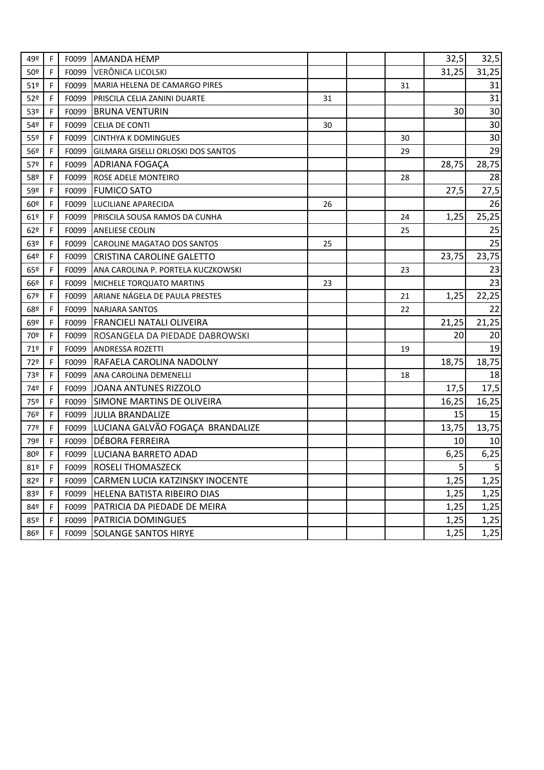| | | | | | | | | |
|---|---|---|---|---|---|---|---|---|
| 49º | F | F0099 | AMANDA HEMP | | | | 32,5 | 32,5 |
| 50º | F | F0099 | VERÔNICA LICOLSKI | | | | 31,25 | 31,25 |
| 51º | F | F0099 | MARIA HELENA DE CAMARGO PIRES | | | 31 | | 31 |
| 52º | F | F0099 | PRISCILA CELIA ZANINI DUARTE | 31 | | | | 31 |
| 53º | F | F0099 | BRUNA VENTURIN | | | | 30 | 30 |
| 54º | F | F0099 | CELIA DE CONTI | 30 | | | | 30 |
| 55º | F | F0099 | CINTHYA K DOMINGUES | | | 30 | | 30 |
| 56º | F | F0099 | GILMARA GISELLI ORLOSKI DOS SANTOS | | | 29 | | 29 |
| 57º | F | F0099 | ADRIANA FOGAÇA | | | | 28,75 | 28,75 |
| 58º | F | F0099 | ROSE ADELE MONTEIRO | | | 28 | | 28 |
| 59º | F | F0099 | FUMICO SATO | | | | 27,5 | 27,5 |
| 60º | F | F0099 | LUCILIANE APARECIDA | 26 | | | | 26 |
| 61º | F | F0099 | PRISCILA SOUSA RAMOS DA CUNHA | | | 24 | 1,25 | 25,25 |
| 62º | F | F0099 | ANELIESE CEOLIN | | | 25 | | 25 |
| 63º | F | F0099 | CAROLINE MAGATAO DOS SANTOS | 25 | | | | 25 |
| 64º | F | F0099 | CRISTINA CAROLINE GALETTO | | | | 23,75 | 23,75 |
| 65º | F | F0099 | ANA CAROLINA P. PORTELA KUCZKOWSKI | | | 23 | | 23 |
| 66º | F | F0099 | MICHELE TORQUATO MARTINS | 23 | | | | 23 |
| 67º | F | F0099 | ARIANE NÁGELA DE PAULA PRESTES | | | 21 | 1,25 | 22,25 |
| 68º | F | F0099 | NARJARA SANTOS | | | 22 | | 22 |
| 69º | F | F0099 | FRANCIELI NATALI OLIVEIRA | | | | 21,25 | 21,25 |
| 70º | F | F0099 | ROSANGELA DA PIEDADE DABROWSKI | | | | 20 | 20 |
| 71º | F | F0099 | ANDRESSA ROZETTI | | | 19 | | 19 |
| 72º | F | F0099 | RAFAELA CAROLINA NADOLNY | | | | 18,75 | 18,75 |
| 73º | F | F0099 | ANA CAROLINA DEMENELLI | | | 18 | | 18 |
| 74º | F | F0099 | JOANA ANTUNES RIZZOLO | | | | 17,5 | 17,5 |
| 75º | F | F0099 | SIMONE MARTINS DE OLIVEIRA | | | | 16,25 | 16,25 |
| 76º | F | F0099 | JULIA BRANDALIZE | | | | 15 | 15 |
| 77º | F | F0099 | LUCIANA GALVÃO FOGAÇA BRANDALIZE | | | | 13,75 | 13,75 |
| 79º | F | F0099 | DÉBORA FERREIRA | | | | 10 | 10 |
| 80º | F | F0099 | LUCIANA BARRETO ADAD | | | | 6,25 | 6,25 |
| 81º | F | F0099 | ROSELI THOMASZECK | | | | 5 | 5 |
| 82º | F | F0099 | CARMEN LUCIA KATZINSKY INOCENTE | | | | 1,25 | 1,25 |
| 83º | F | F0099 | HELENA BATISTA RIBEIRO DIAS | | | | 1,25 | 1,25 |
| 84º | F | F0099 | PATRICIA DA PIEDADE DE MEIRA | | | | 1,25 | 1,25 |
| 85º | F | F0099 | PATRICIA DOMINGUES | | | | 1,25 | 1,25 |
| 86º | F | F0099 | SOLANGE SANTOS HIRYE | | | | 1,25 | 1,25 |